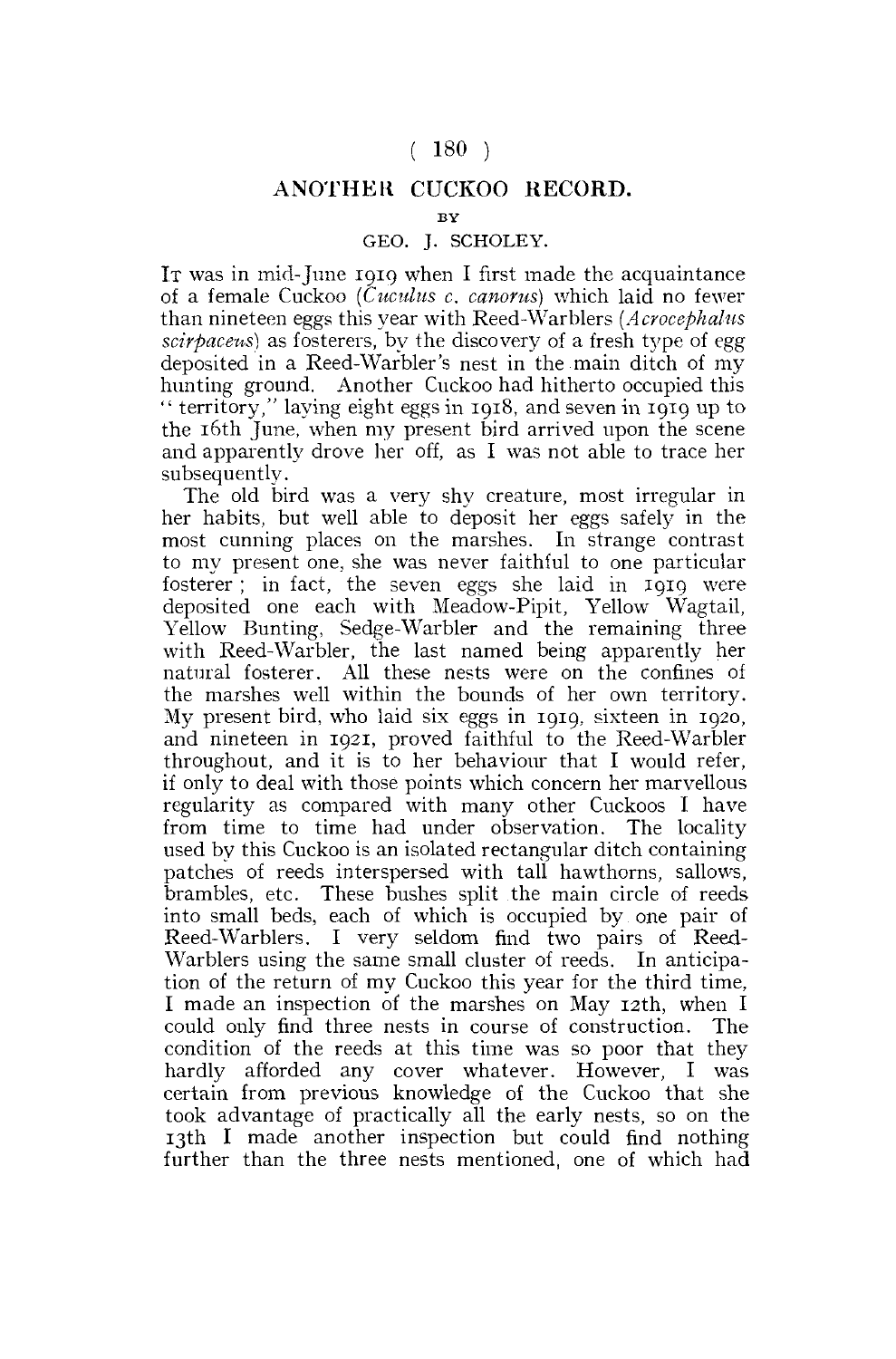# ANOTHER CUCKOO RECORD.

BY

GEO. J. SCHOLEY.

IT was in mid-June 1919 when I first made the acquaintance of a female Cuckoo (*Cuculus c. canorus*) which laid no fewer than nineteen eggs this year with Reed-Warblers (*Acrocephalus scirpaceus*) as fosterers, by the discovery of a fresh type of egg deposited in a Reed-Warbler's nest in the main ditch of my hunting ground. Another Cuckoo had hitherto occupied this "territory," laying eight eggs in 1918, and seven in 1919 up to the 16th June, when my present bird arrived upon the scene and apparently drove her off, as I was not able to trace her subsequently.

The old bird was a very shy creature, most irregular in her habits, but well able to deposit her eggs safely in the most cunning places on the marshes. In strange contrast to my present one, she was never faithful to one particular fosterer; in fact, the seven eggs she laid in 1919 were deposited one each with Meadow-Pipit, Yellow Wagtail, Yellow Bunting, Sedge-Warbler and the remaining three with Reed-Warbler, the last named being apparently her natural fosterer. All these nests were on the confines of the marshes well within the bounds of her own territory. My present bird, who laid six eggs in 1919, sixteen in 1920, and nineteen in 1921, proved faithful to the Reed-Warbler throughout, and it is to her behaviour that I would refer, if only to deal with those points which concern her marvellous regularity as compared with many other Cuckoos I have from time to time had under observation. The locality used by this Cuckoo is an isolated rectangular ditch containing patches of reeds interspersed with tall hawthorns, sallows, brambles, etc. These bushes split the main circle of reeds into small beds, each of which is occupied by one pair of Reed-Warblers. I very seldom find two pairs of Reed-Warblers using the same small cluster of reeds. In anticipation of the return of my Cuckoo this year for the third time, I made an inspection of the marshes on May 12th, when I could only find three nests in course of construction. The condition of the reeds at this time was so poor that they hardly afforded any cover whatever. However, I was certain from previous knowledge of the Cuckoo that she took advantage of practically all the early nests, so on the 13th I made another inspection but could find nothing further than the three nests mentioned, one of which had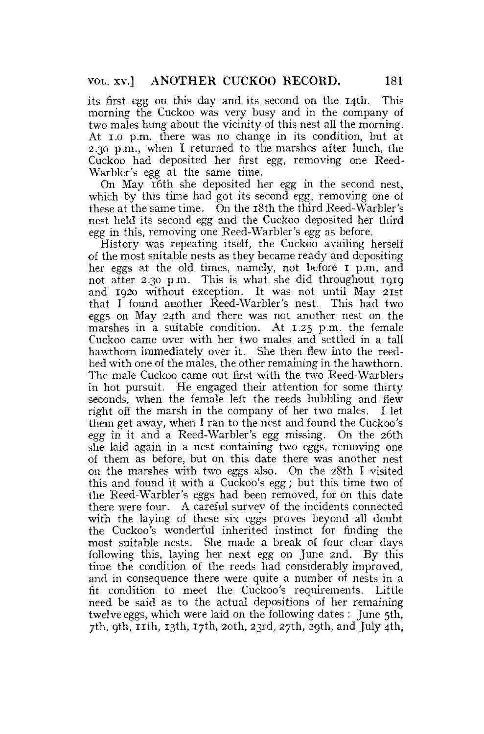its first egg on this day and its second on the 14th. This morning the Cuckoo was very busy and in the company of two males hung about the vicinity of this nest all the morning. At 1.0 p.m. there was no change in its condition, but at 2.30 p.m., when I returned to the marshes after lunch, the Cuckoo had deposited her first egg, removing one Reed-Warbler's egg at the same time.

On May 16th she deposited her egg in the second nest, which by this time had got its second egg, removing one of these at the same time. On the 18th the third Reed-Warbler's nest held its second egg and the Cuckoo deposited her third egg in this, removing one Reed-Warbler's egg as before.

History was repeating itself, the Cuckoo availing herself of the most suitable nests as they became ready and depositing her eggs at the old times, namely, not before 1 p.m. and not after 2.30 p.m. This is what she did throughout 1919 and 1920 without exception. It was not until May 21st that I found another Reed-Warbler's nest. This had two eggs on May 24th and there was not another nest on the marshes in a suitable condition. At 1.25 p.m. the female Cuckoo came over with her two males and settled in a tall hawthorn immediately over it. She then flew into the reed-bed with one of the males, the other remaining in the hawthorn. The male Cuckoo came out first with the two Reed-Warblers in hot pursuit. He engaged their attention for some thirty seconds, when the female left the reeds bubbling and flew right off the marsh in the company of her two males. I let them get away, when I ran to the nest and found the Cuckoo's egg in it and a Reed-Warbler's egg missing. On the 26th she laid again in a nest containing two eggs, removing one of them as before, but on this date there was another nest on the marshes with two eggs also. On the 28th I visited this and found it with a Cuckoo's egg; but this time two of the Reed-Warbler's eggs had been removed, for on this date there were four. A careful survey of the incidents connected with the laying of these six eggs proves beyond all doubt the Cuckoo's wonderful inherited instinct for finding the most suitable nests. She made a break of four clear days following this, laying her next egg on June 2nd. By this time the condition of the reeds had considerably improved, and in consequence there were quite a number of nests in a fit condition to meet the Cuckoo's requirements. Little need be said as to the actual depositions of her remaining twelve eggs, which were laid on the following dates: June 5th, 7th, 9th, 11th, 13th, 17th, 20th, 23rd, 27th, 29th, and July 4th,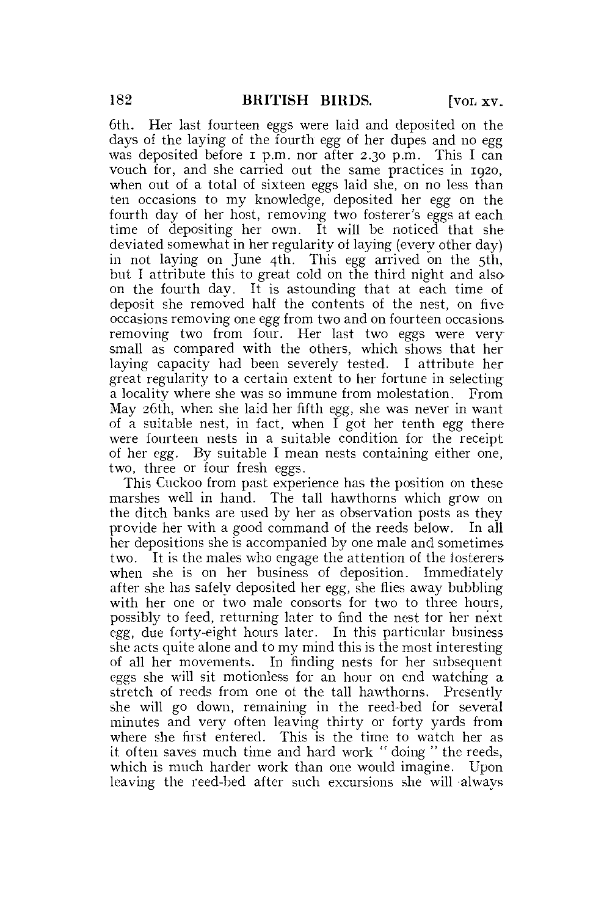6th. Her last fourteen eggs were laid and deposited on the days of the laying of the fourth egg of her dupes and no egg was deposited before 1 p.m. nor after 2.30 p.m. This I can vouch for, and she carried out the same practices in 1920, when out of a total of sixteen eggs laid she, on no less than ten occasions to my knowledge, deposited her egg on the fourth day of her host, removing two fosterer's eggs at each time of depositing her own. It will be noticed that she deviated somewhat in her regularity of laying (every other day) in not laying on June 4th. This egg arrived on the 5th, but I attribute this to great cold on the third night and also on the fourth day. It is astounding that at each time of deposit she removed half the contents of the nest, on five occasions removing one egg from two and on fourteen occasions removing two from four. Her last two eggs were very small as compared with the others, which shows that her laying capacity had been severely tested. I attribute her great regularity to a certain extent to her fortune in selecting a locality where she was so immune from molestation. From May 26th, when she laid her fifth egg, she was never in want of a suitable nest, in fact, when I got her tenth egg there were fourteen nests in a suitable condition for the receipt of her egg. By suitable I mean nests containing either one, two, three or four fresh eggs.

This Cuckoo from past experience has the position on these marshes well in hand. The tall hawthorns which grow on the ditch banks are used by her as observation posts as they provide her with a good command of the reeds below. In all her depositions she is accompanied by one male and sometimes two. It is the males who engage the attention of the fosterers when she is on her business of deposition. Immediately after she has safely deposited her egg, she flies away bubbling with her one or two male consorts for two to three hours, possibly to feed, returning later to find the nest for her next egg, due forty-eight hours later. In this particular business she acts quite alone and to my mind this is the most interesting of all her movements. In finding nests for her subsequent eggs she will sit motionless for an hour on end watching a stretch of reeds from one of the tall hawthorns. Presently she will go down, remaining in the reed-bed for several minutes and very often leaving thirty or forty yards from where she first entered. This is the time to watch her as it often saves much time and hard work "doing" the reeds, which is much harder work than one would imagine. Upon leaving the reed-bed after such excursions she will always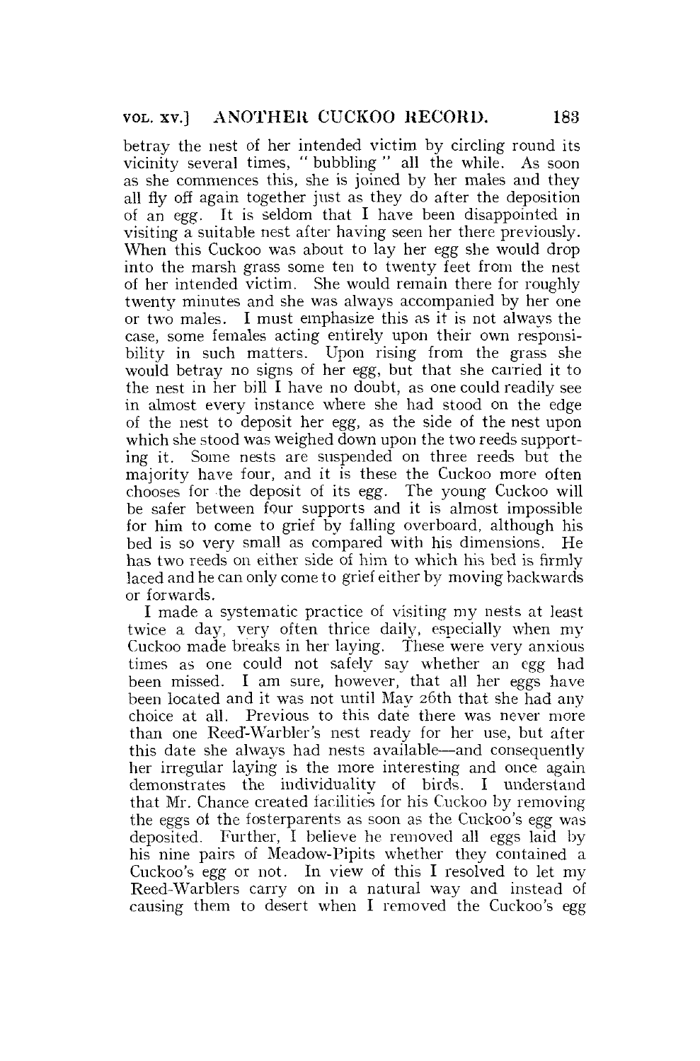betray the nest of her intended victim by circling round its vicinity several times, " bubbling " all the while. As soon as she commences this, she is joined by her males and they all fly off again together just as they do after the deposition of an egg. It is seldom that I have been disappointed in visiting a suitable nest after having seen her there previously. When this Cuckoo was about to lay her egg she would drop into the marsh grass some ten to twenty feet from the nest of her intended victim. She would remain there for roughly twenty minutes and she was always accompanied by her one or two males. I must emphasize this as it is not always the case, some females acting entirely upon their own responsibility in such matters. Upon rising from the grass she would betray no signs of her egg, but that she carried it to the nest in her bill I have no doubt, as one could readily see in almost every instance where she had stood on the edge of the nest to deposit her egg, as the side of the nest upon which she stood was weighed down upon the two reeds supporting it. Some nests are suspended on three reeds but the majority have four, and it is these the Cuckoo more often chooses for the deposit of its egg. The young Cuckoo will be safer between four supports and it is almost impossible for him to come to grief by falling overboard, although his bed is so very small as compared with his dimensions. He has two reeds on either side of him to which his bed is firmly laced and he can only come to grief either by moving backwards or forwards.

I made a systematic practice of visiting my nests at least twice a day, very often thrice daily, especially when my Cuckoo made breaks in her laying. These were very anxious times as one could not safely say whether an egg had been missed. I am sure, however, that all her eggs have been located and it was not until May 26th that she had any choice at all. Previous to this date there was never more than one Reed-Warbler's nest ready for her use, but after this date she always had nests available—and consequently her irregular laying is the more interesting and once again demonstrates the individuality of birds. I understand that Mr. Chance created facilities for his Cuckoo by removing the eggs of the fosterparents as soon as the Cuckoo's egg was deposited. Further, I believe he removed all eggs laid by his nine pairs of Meadow-Pipits whether they contained a Cuckoo's egg or not. In view of this I resolved to let my Reed-Warblers carry on in a natural way and instead of causing them to desert when I removed the Cuckoo's egg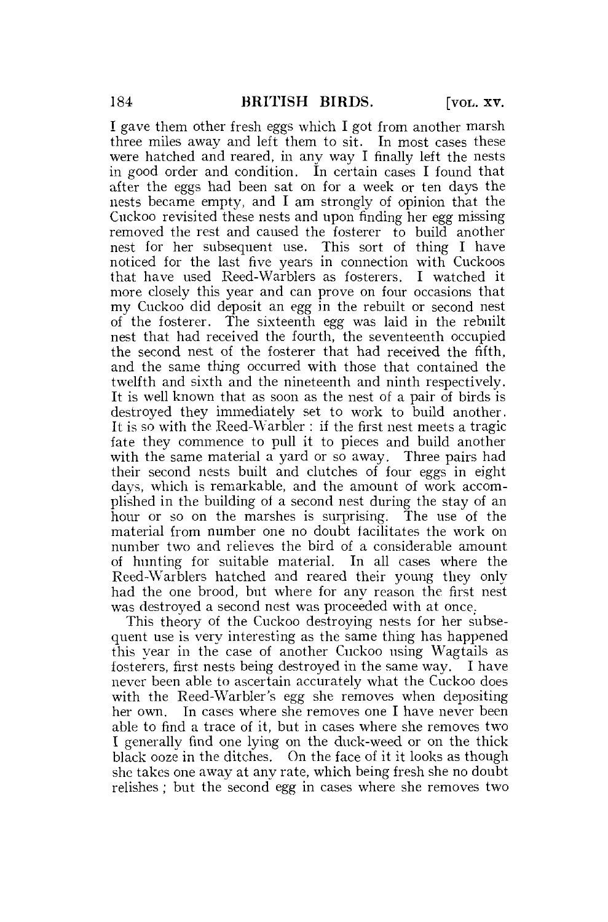I gave them other fresh eggs which I got from another marsh three miles away and left them to sit. In most cases these were hatched and reared, in any way I finally left the nests in good order and condition. In certain cases I found that after the eggs had been sat on for a week or ten days the nests became empty, and I am strongly of opinion that the Cuckoo revisited these nests and upon finding her egg missing removed the rest and caused the fosterer to build another nest for her subsequent use. This sort of thing I have noticed for the last five years in connection with Cuckoos that have used Reed-Warblers as fosterers. I watched it more closely this year and can prove on four occasions that my Cuckoo did deposit an egg in the rebuilt or second nest of the fosterer. The sixteenth egg was laid in the rebuilt nest that had received the fourth, the seventeenth occupied the second nest of the fosterer that had received the fifth, and the same thing occurred with those that contained the twelfth and sixth and the nineteenth and ninth respectively. It is well known that as soon as the nest of a pair of birds is destroyed they immediately set to work to build another. It is so with the Reed-Warbler : if the first nest meets a tragic fate they commence to pull it to pieces and build another with the same material a yard or so away. Three pairs had their second nests built and clutches of four eggs in eight days, which is remarkable, and the amount of work accomplished in the building of a second nest during the stay of an hour or so on the marshes is surprising. The use of the material from number one no doubt facilitates the work on number two and relieves the bird of a considerable amount of hunting for suitable material. In all cases where the Reed-Warblers hatched and reared their young they only had the one brood, but where for any reason the first nest was destroyed a second nest was proceeded with at once.

This theory of the Cuckoo destroying nests for her subsequent use is very interesting as the same thing has happened this year in the case of another Cuckoo using Wagtails as fosterers, first nests being destroyed in the same way. I have never been able to ascertain accurately what the Cuckoo does with the Reed-Warbler's egg she removes when depositing her own. In cases where she removes one I have never been able to find a trace of it, but in cases where she removes two I generally find one lying on the duck-weed or on the thick black ooze in the ditches. On the face of it it looks as though she takes one away at any rate, which being fresh she no doubt relishes ; but the second egg in cases where she removes two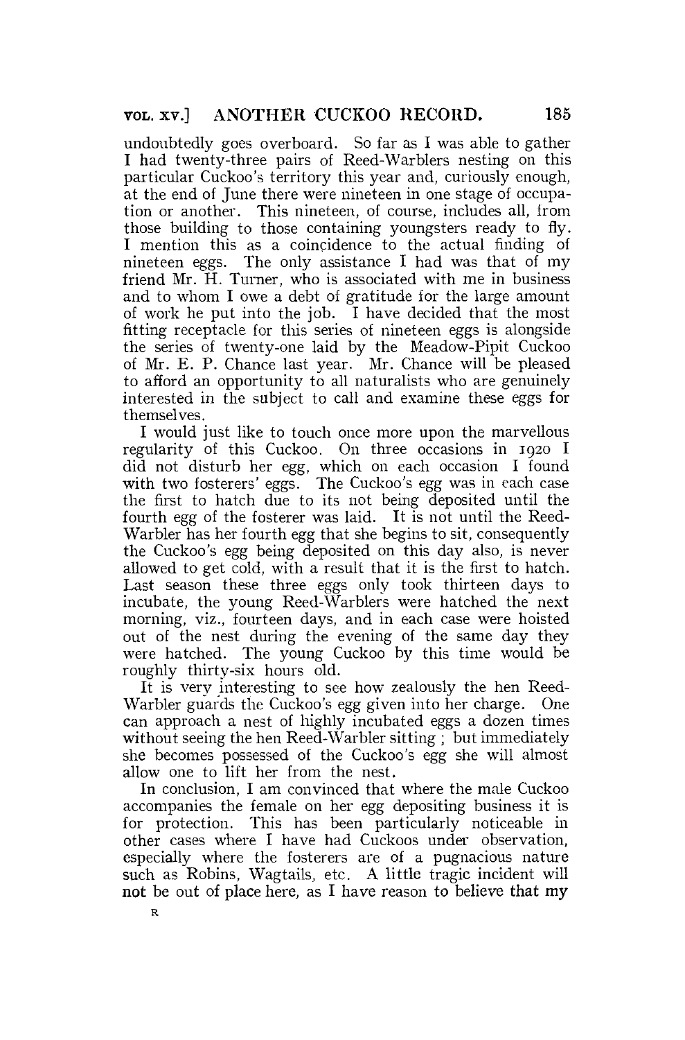undoubtedly goes overboard. So far as I was able to gather I had twenty-three pairs of Reed-Warblers nesting on this particular Cuckoo's territory this year and, curiously enough, at the end of June there were nineteen in one stage of occupation or another. This nineteen, of course, includes all, from those building to those containing youngsters ready to fly. I mention this as a coincidence to the actual finding of nineteen eggs. The only assistance I had was that of my friend Mr. H. Turner, who is associated with me in business and to whom I owe a debt of gratitude for the large amount of work he put into the job. I have decided that the most fitting receptacle for this series of nineteen eggs is alongside the series of twenty-one laid by the Meadow-Pipit Cuckoo of Mr. E. P. Chance last year. Mr. Chance will be pleased to afford an opportunity to all naturalists who are genuinely interested in the subject to call and examine these eggs for themselves.

I would just like to touch once more upon the marvellous regularity of this Cuckoo. On three occasions in 1920 I did not disturb her egg, which on each occasion I found with two fosterers' eggs. The Cuckoo's egg was in each case the first to hatch due to its not being deposited until the fourth egg of the fosterer was laid. It is not until the Reed-Warbler has her fourth egg that she begins to sit, consequently the Cuckoo's egg being deposited on this day also, is never allowed to get cold, with a result that it is the first to hatch. Last season these three eggs only took thirteen days to incubate, the young Reed-Warblers were hatched the next morning, viz., fourteen days, and in each case were hoisted out of the nest during the evening of the same day they were hatched. The young Cuckoo by this time would be roughly thirty-six hours old.

It is very interesting to see how zealously the hen Reed-Warbler guards the Cuckoo's egg given into her charge. One can approach a nest of highly incubated eggs a dozen times without seeing the hen Reed-Warbler sitting ; but immediately she becomes possessed of the Cuckoo's egg she will almost allow one to lift her from the nest.

In conclusion, I am convinced that where the male Cuckoo accompanies the female on her egg depositing business it is for protection. This has been particularly noticeable in other cases where I have had Cuckoos under observation, especially where the fosterers are of a pugnacious nature such as Robins, Wagtails, etc. A little tragic incident will not be out of place here, as I have reason to believe that my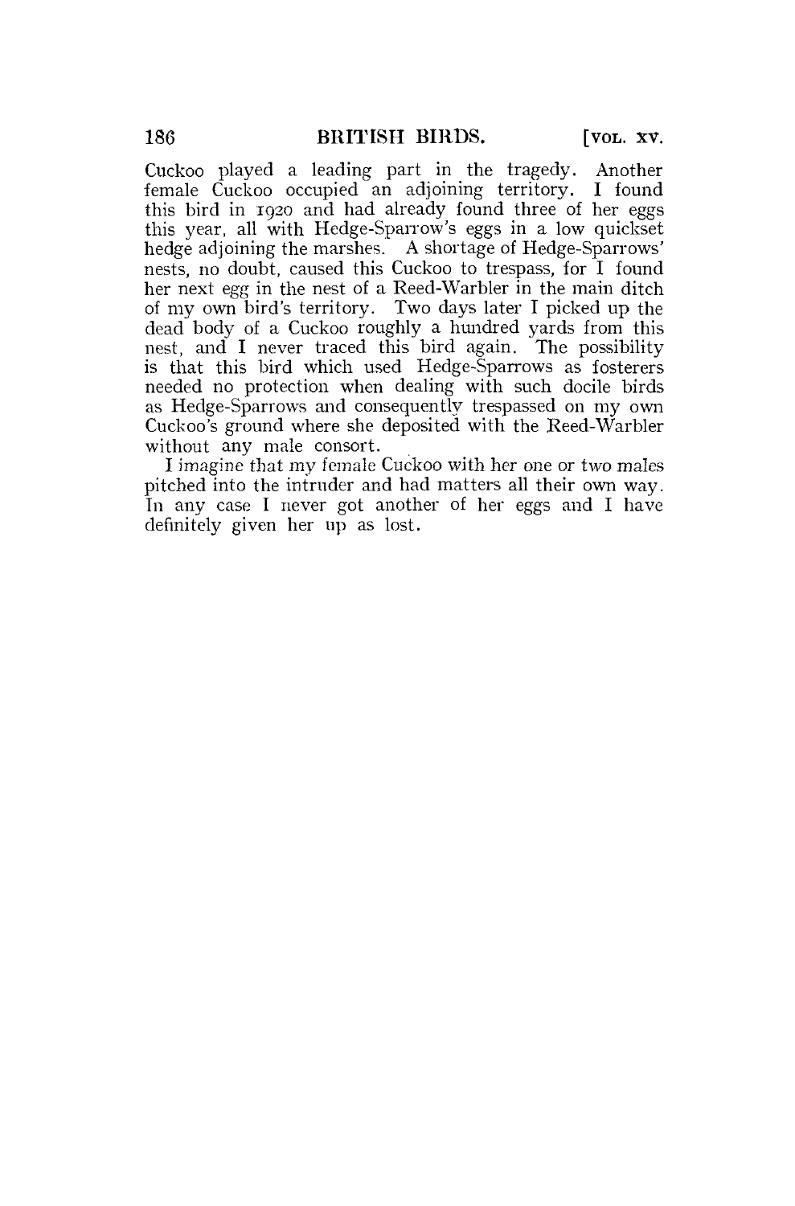Cuckoo played a leading part in the tragedy. Another female Cuckoo occupied an adjoining territory. I found this bird in 1920 and had already found three of her eggs this year, all with Hedge-Sparrow's eggs in a low quickset hedge adjoining the marshes. A shortage of Hedge-Sparrows' nests, no doubt, caused this Cuckoo to trespass, for I found her next egg in the nest of a Reed-Warbler in the main ditch of my own bird's territory. Two days later I picked up the dead body of a Cuckoo roughly a hundred yards from this nest, and I never traced this bird again. The possibility is that this bird which used Hedge-Sparrows as fosterers needed no protection when dealing with such docile birds as Hedge-Sparrows and consequently trespassed on my own Cuckoo's ground where she deposited with the Reed-Warbler without any male consort.

I imagine that my female Cuckoo with her one or two males pitched into the intruder and had matters all their own way. In any case I never got another of her eggs and I have definitely given her up as lost.